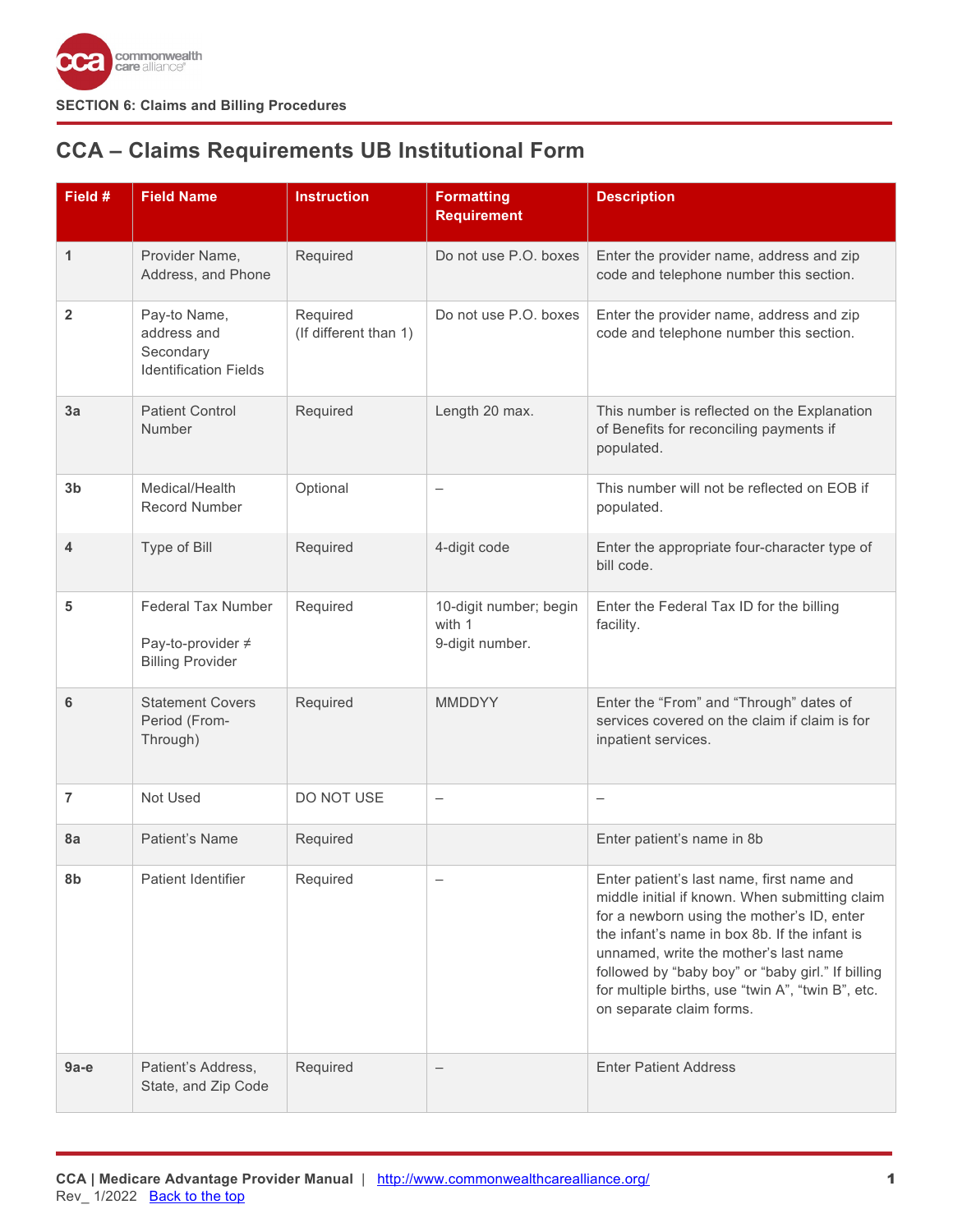SECTION 6: Claims and Billing Procedures

## CCA – Claims Requirements UB Institutional Form

| Field # | Field Name | Instruction | Formatting Requirement | Description |
|---|---|---|---|---|
| 1 | Provider Name, Address, and Phone | Required | Do not use P.O. boxes | Enter the provider name, address and zip code and telephone number this section. |
| 2 | Pay-to Name, address and Secondary Identification Fields | Required (If different than 1) | Do not use P.O. boxes | Enter the provider name, address and zip code and telephone number this section. |
| 3a | Patient Control Number | Required | Length 20 max. | This number is reflected on the Explanation of Benefits for reconciling payments if populated. |
| 3b | Medical/Health Record Number | Optional | – | This number will not be reflected on EOB if populated. |
| 4 | Type of Bill | Required | 4-digit code | Enter the appropriate four-character type of bill code. |
| 5 | Federal Tax Number<br><br>Pay-to-provider ≠ Billing Provider | Required | 10-digit number; begin with 1<br>9-digit number. | Enter the Federal Tax ID for the billing facility. |
| 6 | Statement Covers Period (From-Through) | Required | MMDDYY | Enter the “From” and “Through” dates of services covered on the claim if claim is for inpatient services. |
| 7 | Not Used | DO NOT USE | – | – |
| 8a | Patient's Name | Required | | Enter patient's name in 8b |
| 8b | Patient Identifier | Required | – | Enter patient's last name, first name and middle initial if known. When submitting claim for a newborn using the mother's ID, enter the infant's name in box 8b. If the infant is unnamed, write the mother's last name followed by “baby boy” or “baby girl.” If billing for multiple births, use “twin A”, “twin B”, etc. on separate claim forms. |
| 9a-e | Patient's Address, State, and Zip Code | Required | – | Enter Patient Address |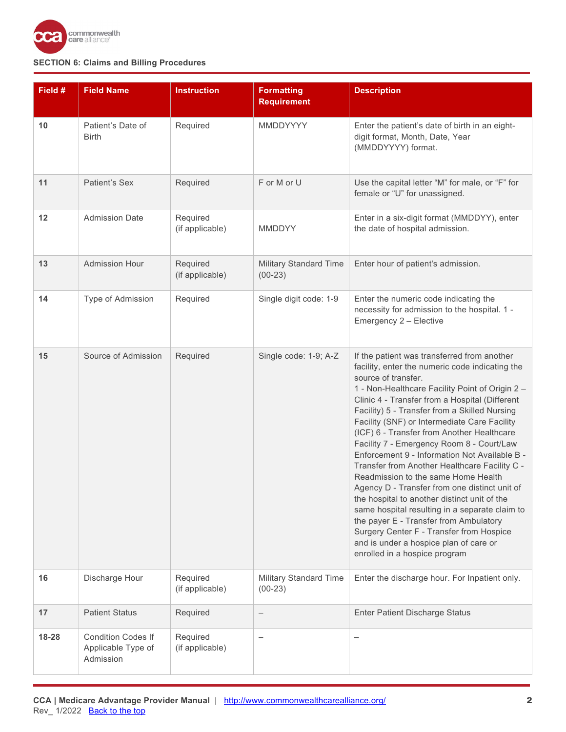**SECTION 6: Claims and Billing Procedures**

| Field # | Field Name | Instruction | Formatting Requirement | Description |
|---|---|---|---|---|
| 10 | Patient's Date of Birth | Required | MMDDYYYY | Enter the patient's date of birth in an eight-digit format, Month, Date, Year (MMDDYYYY) format. |
| 11 | Patient's Sex | Required | F or M or U | Use the capital letter "M" for male, or "F" for female or "U" for unassigned. |
| 12 | Admission Date | Required (if applicable) | MMDDYY | Enter in a six-digit format (MMDDYY), enter the date of hospital admission. |
| 13 | Admission Hour | Required (if applicable) | Military Standard Time (00-23) | Enter hour of patient's admission. |
| 14 | Type of Admission | Required | Single digit code: 1-9 | Enter the numeric code indicating the necessity for admission to the hospital. 1 - Emergency 2 – Elective |
| 15 | Source of Admission | Required | Single code: 1-9; A-Z | If the patient was transferred from another facility, enter the numeric code indicating the source of transfer. 1 - Non-Healthcare Facility Point of Origin 2 – Clinic 4 - Transfer from a Hospital (Different Facility) 5 - Transfer from a Skilled Nursing Facility (SNF) or Intermediate Care Facility (ICF) 6 - Transfer from Another Healthcare Facility 7 - Emergency Room 8 - Court/Law Enforcement 9 - Information Not Available B - Transfer from Another Healthcare Facility C - Readmission to the same Home Health Agency D - Transfer from one distinct unit of the hospital to another distinct unit of the same hospital resulting in a separate claim to the payer E - Transfer from Ambulatory Surgery Center F - Transfer from Hospice and is under a hospice plan of care or enrolled in a hospice program |
| 16 | Discharge Hour | Required (if applicable) | Military Standard Time (00-23) | Enter the discharge hour. For Inpatient only. |
| 17 | Patient Status | Required | – | Enter Patient Discharge Status |
| 18-28 | Condition Codes If Applicable Type of Admission | Required (if applicable) | – | – |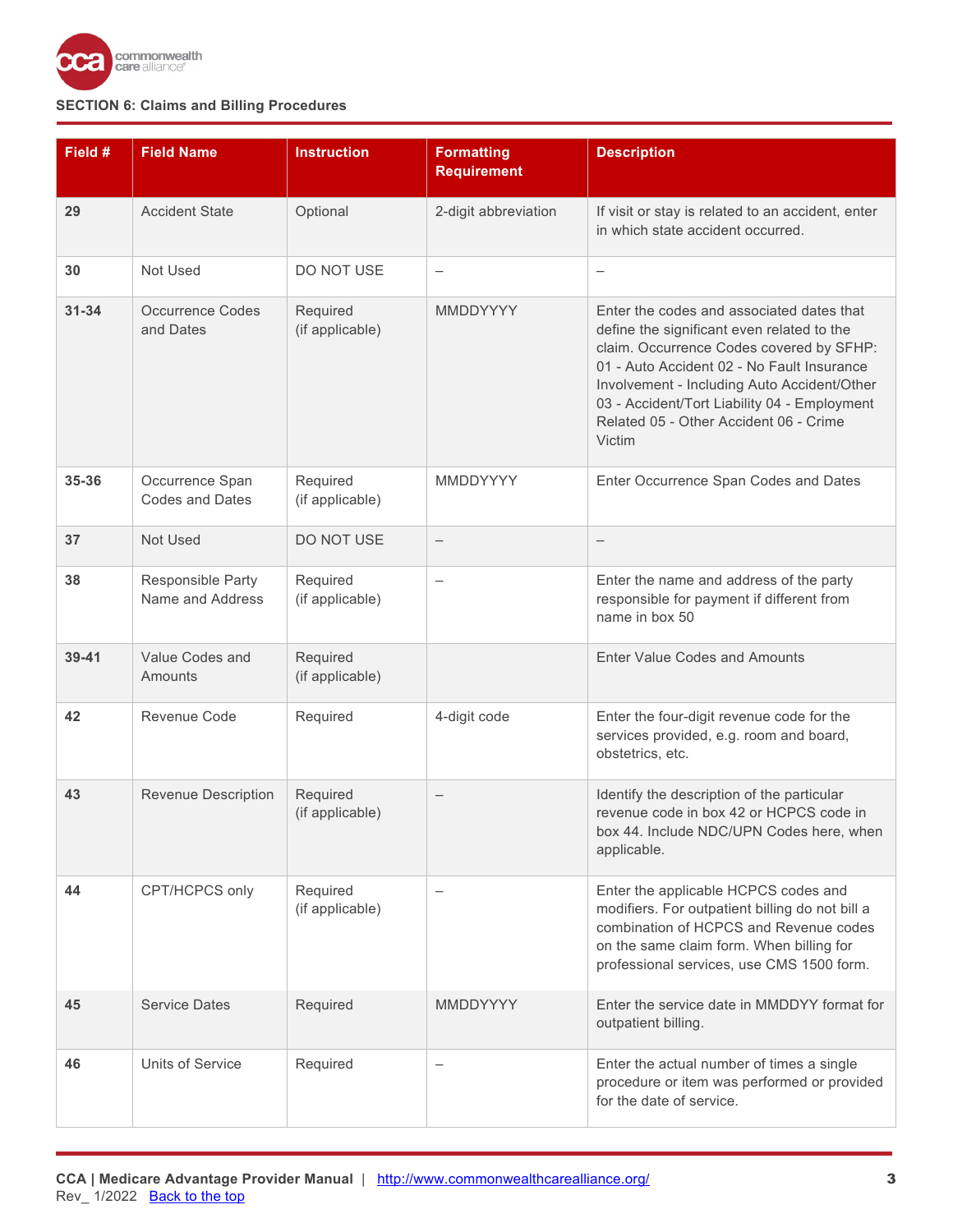## SECTION 6: Claims and Billing Procedures

| Field # | Field Name | Instruction | Formatting Requirement | Description |
|---|---|---|---|---|
| 29 | Accident State | Optional | 2-digit abbreviation | If visit or stay is related to an accident, enter in which state accident occurred. |
| 30 | Not Used | DO NOT USE | – | – |
| 31-34 | Occurrence Codes and Dates | Required (if applicable) | MMDDYYYY | Enter the codes and associated dates that define the significant even related to the claim. Occurrence Codes covered by SFHP: 01 - Auto Accident 02 - No Fault Insurance Involvement - Including Auto Accident/Other 03 - Accident/Tort Liability 04 - Employment Related 05 - Other Accident 06 - Crime Victim |
| 35-36 | Occurrence Span Codes and Dates | Required (if applicable) | MMDDYYYY | Enter Occurrence Span Codes and Dates |
| 37 | Not Used | DO NOT USE | – | – |
| 38 | Responsible Party Name and Address | Required (if applicable) | – | Enter the name and address of the party responsible for payment if different from name in box 50 |
| 39-41 | Value Codes and Amounts | Required (if applicable) | | Enter Value Codes and Amounts |
| 42 | Revenue Code | Required | 4-digit code | Enter the four-digit revenue code for the services provided, e.g. room and board, obstetrics, etc. |
| 43 | Revenue Description | Required (if applicable) | – | Identify the description of the particular revenue code in box 42 or HCPCS code in box 44. Include NDC/UPN Codes here, when applicable. |
| 44 | CPT/HCPCS only | Required (if applicable) | – | Enter the applicable HCPCS codes and modifiers. For outpatient billing do not bill a combination of HCPCS and Revenue codes on the same claim form. When billing for professional services, use CMS 1500 form. |
| 45 | Service Dates | Required | MMDDYYYY | Enter the service date in MMDDYY format for outpatient billing. |
| 46 | Units of Service | Required | – | Enter the actual number of times a single procedure or item was performed or provided for the date of service. |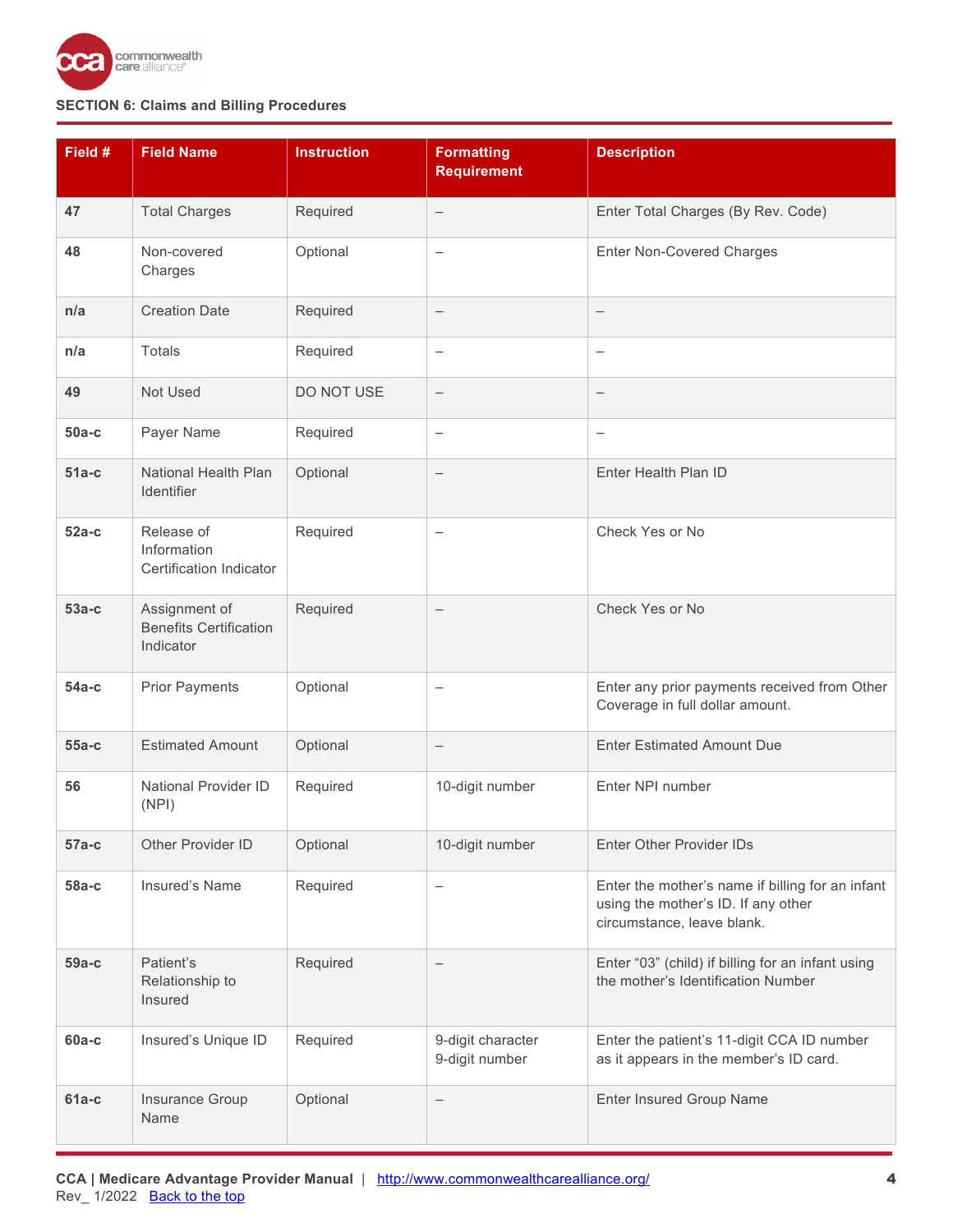**SECTION 6: Claims and Billing Procedures**

| Field # | Field Name | Instruction | Formatting Requirement | Description |
|---|---|---|---|---|
| **47** | Total Charges | Required | – | Enter Total Charges (By Rev. Code) |
| **48** | Non-covered Charges | Optional | – | Enter Non-Covered Charges |
| **n/a** | Creation Date | Required | – | – |
| **n/a** | Totals | Required | – | – |
| **49** | Not Used | DO NOT USE | – | – |
| **50a-c** | Payer Name | Required | – | – |
| **51a-c** | National Health Plan Identifier | Optional | – | Enter Health Plan ID |
| **52a-c** | Release of Information Certification Indicator | Required | – | Check Yes or No |
| **53a-c** | Assignment of Benefits Certification Indicator | Required | – | Check Yes or No |
| **54a-c** | Prior Payments | Optional | – | Enter any prior payments received from Other Coverage in full dollar amount. |
| **55a-c** | Estimated Amount | Optional | – | Enter Estimated Amount Due |
| **56** | National Provider ID (NPI) | Required | 10-digit number | Enter NPI number |
| **57a-c** | Other Provider ID | Optional | 10-digit number | Enter Other Provider IDs |
| **58a-c** | Insured's Name | Required | – | Enter the mother's name if billing for an infant using the mother's ID. If any other circumstance, leave blank. |
| **59a-c** | Patient's Relationship to Insured | Required | – | Enter "03" (child) if billing for an infant using the mother's Identification Number |
| **60a-c** | Insured's Unique ID | Required | 9-digit character 9-digit number | Enter the patient's 11-digit CCA ID number as it appears in the member's ID card. |
| **61a-c** | Insurance Group Name | Optional | – | Enter Insured Group Name |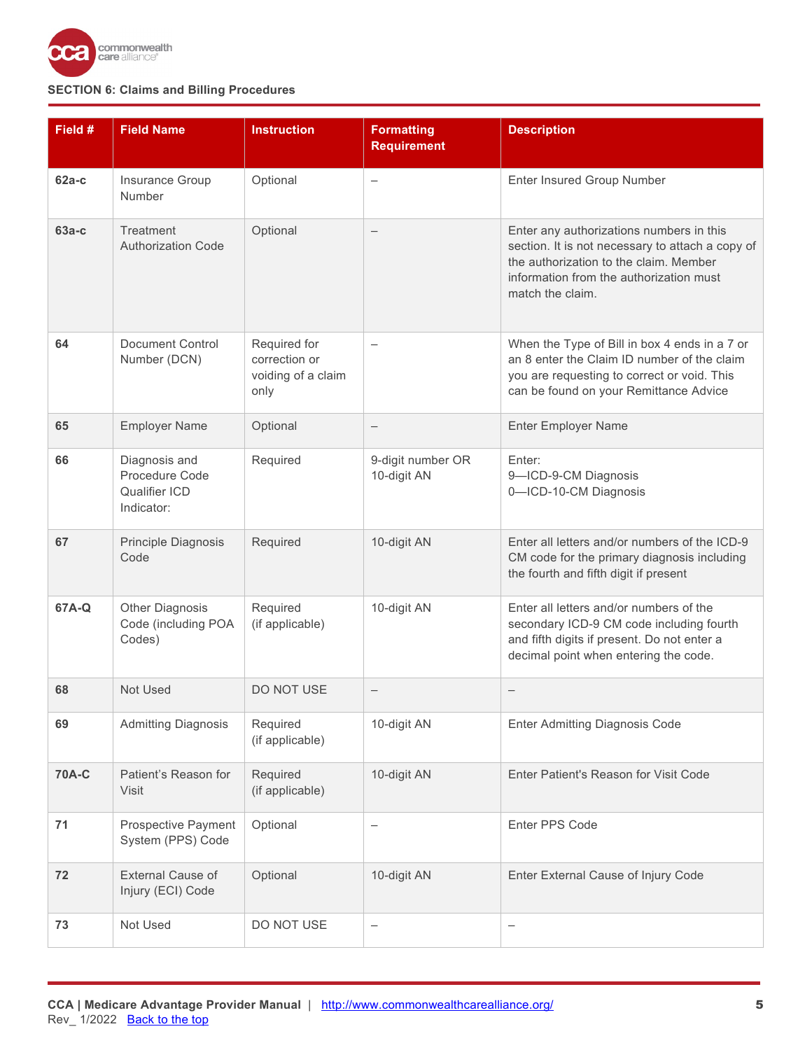**SECTION 6: Claims and Billing Procedures**

| Field # | Field Name | Instruction | Formatting Requirement | Description |
| --- | --- | --- | --- | --- |
| **62a-c** | Insurance Group Number | Optional | – | Enter Insured Group Number |
| **63a-c** | Treatment Authorization Code | Optional | – | Enter any authorizations numbers in this section. It is not necessary to attach a copy of the authorization to the claim. Member information from the authorization must match the claim. |
| **64** | Document Control Number (DCN) | Required for correction or voiding of a claim only | – | When the Type of Bill in box 4 ends in a 7 or an 8 enter the Claim ID number of the claim you are requesting to correct or void. This can be found on your Remittance Advice |
| **65** | Employer Name | Optional | – | Enter Employer Name |
| **66** | Diagnosis and Procedure Code Qualifier ICD Indicator: | Required | 9-digit number OR 10-digit AN | Enter:<br>9—ICD-9-CM Diagnosis<br>0—ICD-10-CM Diagnosis |
| **67** | Principle Diagnosis Code | Required | 10-digit AN | Enter all letters and/or numbers of the ICD-9 CM code for the primary diagnosis including the fourth and fifth digit if present |
| **67A-Q** | Other Diagnosis Code (including POA Codes) | Required (if applicable) | 10-digit AN | Enter all letters and/or numbers of the secondary ICD-9 CM code including fourth and fifth digits if present. Do not enter a decimal point when entering the code. |
| **68** | Not Used | DO NOT USE | – | – |
| **69** | Admitting Diagnosis | Required (if applicable) | 10-digit AN | Enter Admitting Diagnosis Code |
| **70A-C** | Patient's Reason for Visit | Required (if applicable) | 10-digit AN | Enter Patient's Reason for Visit Code |
| **71** | Prospective Payment System (PPS) Code | Optional | – | Enter PPS Code |
| **72** | External Cause of Injury (ECI) Code | Optional | 10-digit AN | Enter External Cause of Injury Code |
| **73** | Not Used | DO NOT USE | – | – |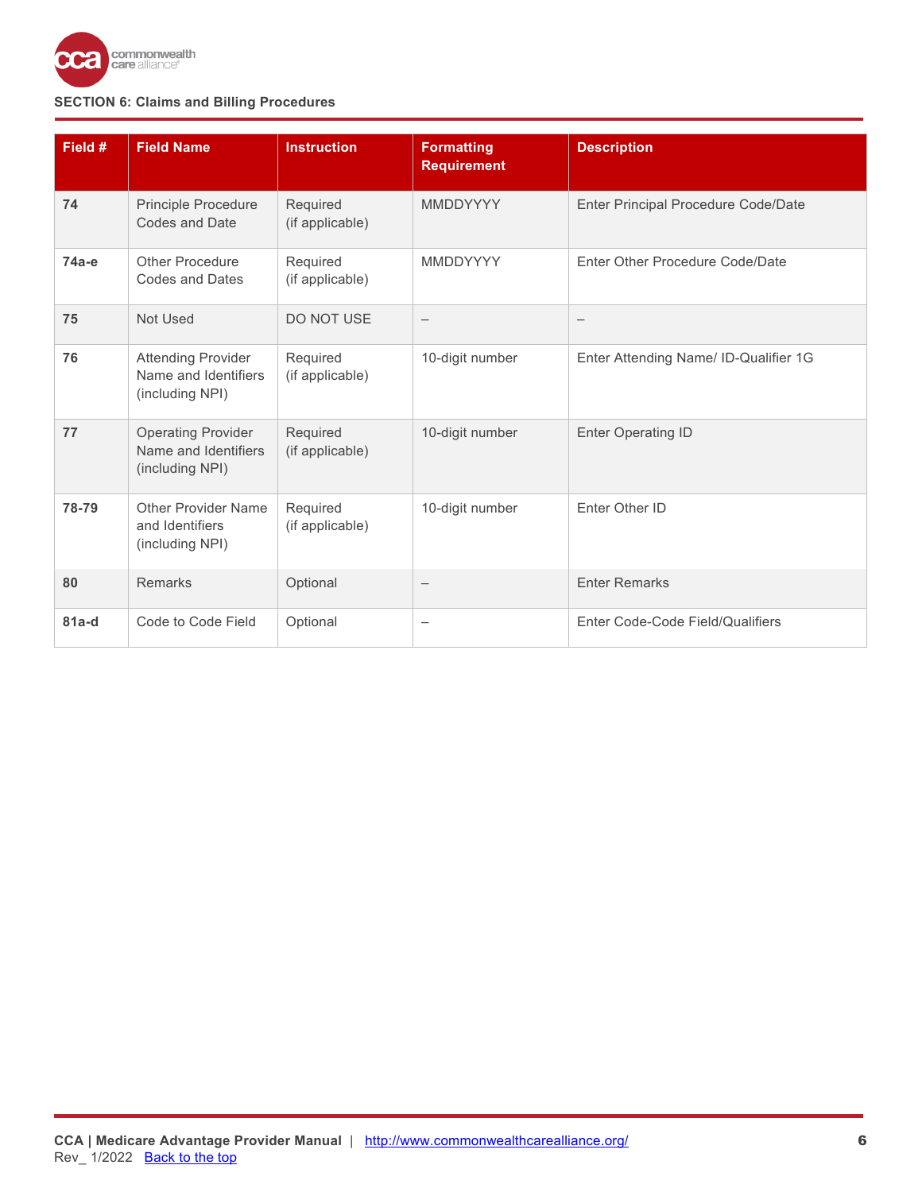| Field # | Field Name | Instruction | Formatting Requirement | Description |
|---|---|---|---|---|
| **74** | Principle Procedure Codes and Date | Required (if applicable) | MMDDYYYY | Enter Principal Procedure Code/Date |
| **74a-e** | Other Procedure Codes and Dates | Required (if applicable) | MMDDYYYY | Enter Other Procedure Code/Date |
| **75** | Not Used | DO NOT USE | – | – |
| **76** | Attending Provider Name and Identifiers (including NPI) | Required (if applicable) | 10-digit number | Enter Attending Name/ ID-Qualifier 1G |
| **77** | Operating Provider Name and Identifiers (including NPI) | Required (if applicable) | 10-digit number | Enter Operating ID |
| **78-79** | Other Provider Name and Identifiers (including NPI) | Required (if applicable) | 10-digit number | Enter Other ID |
| **80** | Remarks | Optional | – | Enter Remarks |
| **81a-d** | Code to Code Field | Optional | – | Enter Code-Code Field/Qualifiers |